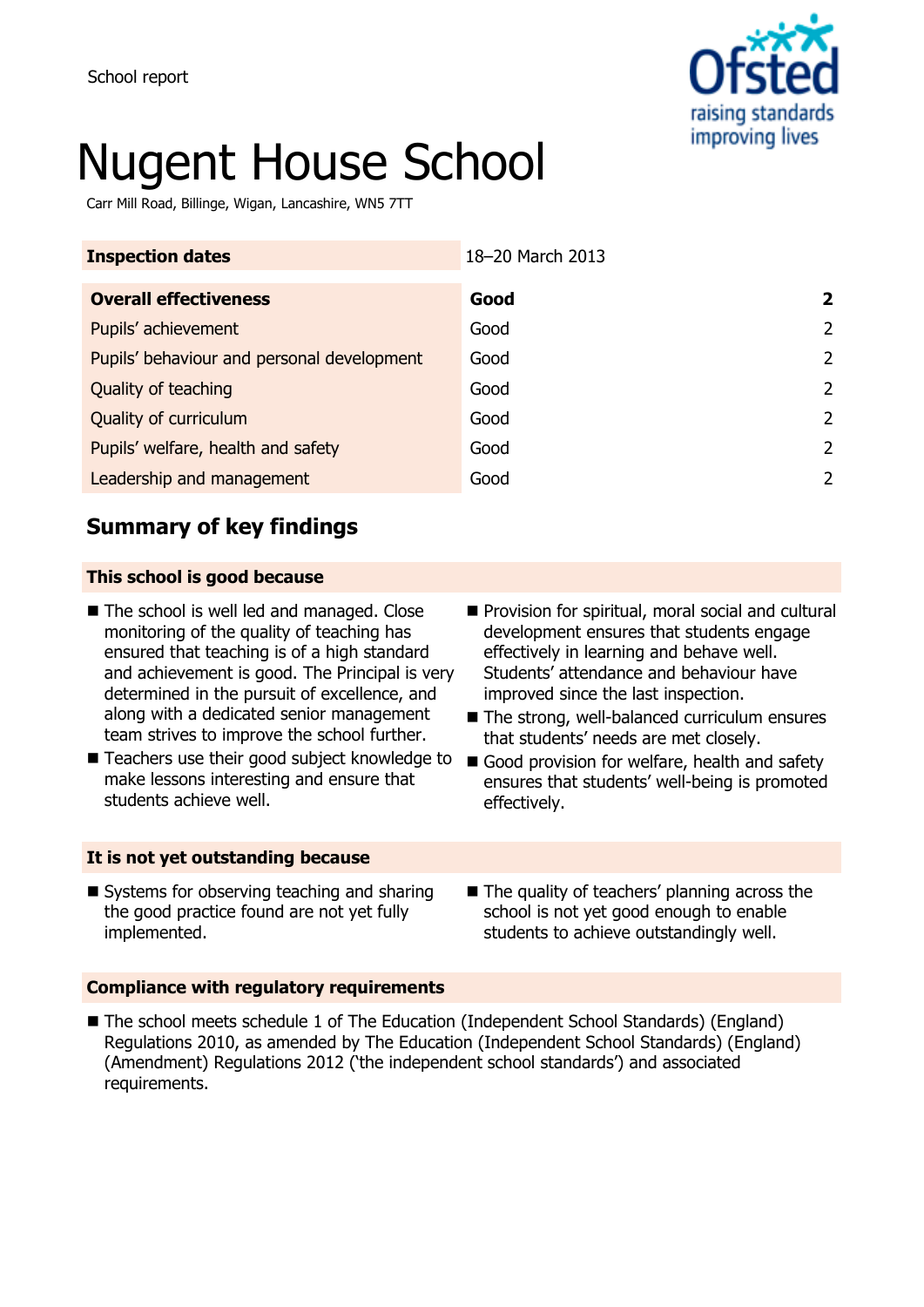School report

# Nugent House School

Carr Mill Road, Billinge, Wigan, Lancashire, WN5 7TT

| **Inspection dates** | 18–20 March 2013 | |
|---|---|---|
| **Overall effectiveness** | **Good** | **2** |
| Pupils' achievement | Good | 2 |
| Pupils' behaviour and personal development | Good | 2 |
| Quality of teaching | Good | 2 |
| Quality of curriculum | Good | 2 |
| Pupils' welfare, health and safety | Good | 2 |
| Leadership and management | Good | 2 |

## Summary of key findings

### This school is good because

- The school is well led and managed. Close monitoring of the quality of teaching has ensured that teaching is of a high standard and achievement is good. The Principal is very determined in the pursuit of excellence, and along with a dedicated senior management team strives to improve the school further.
- Teachers use their good subject knowledge to make lessons interesting and ensure that students achieve well.
- Provision for spiritual, moral social and cultural development ensures that students engage effectively in learning and behave well. Students' attendance and behaviour have improved since the last inspection.
- The strong, well-balanced curriculum ensures that students' needs are met closely.
- Good provision for welfare, health and safety ensures that students' well-being is promoted effectively.

### It is not yet outstanding because

- Systems for observing teaching and sharing the good practice found are not yet fully implemented.
- The quality of teachers' planning across the school is not yet good enough to enable students to achieve outstandingly well.

### Compliance with regulatory requirements

- The school meets schedule 1 of The Education (Independent School Standards) (England) Regulations 2010, as amended by The Education (Independent School Standards) (England) (Amendment) Regulations 2012 ('the independent school standards') and associated requirements.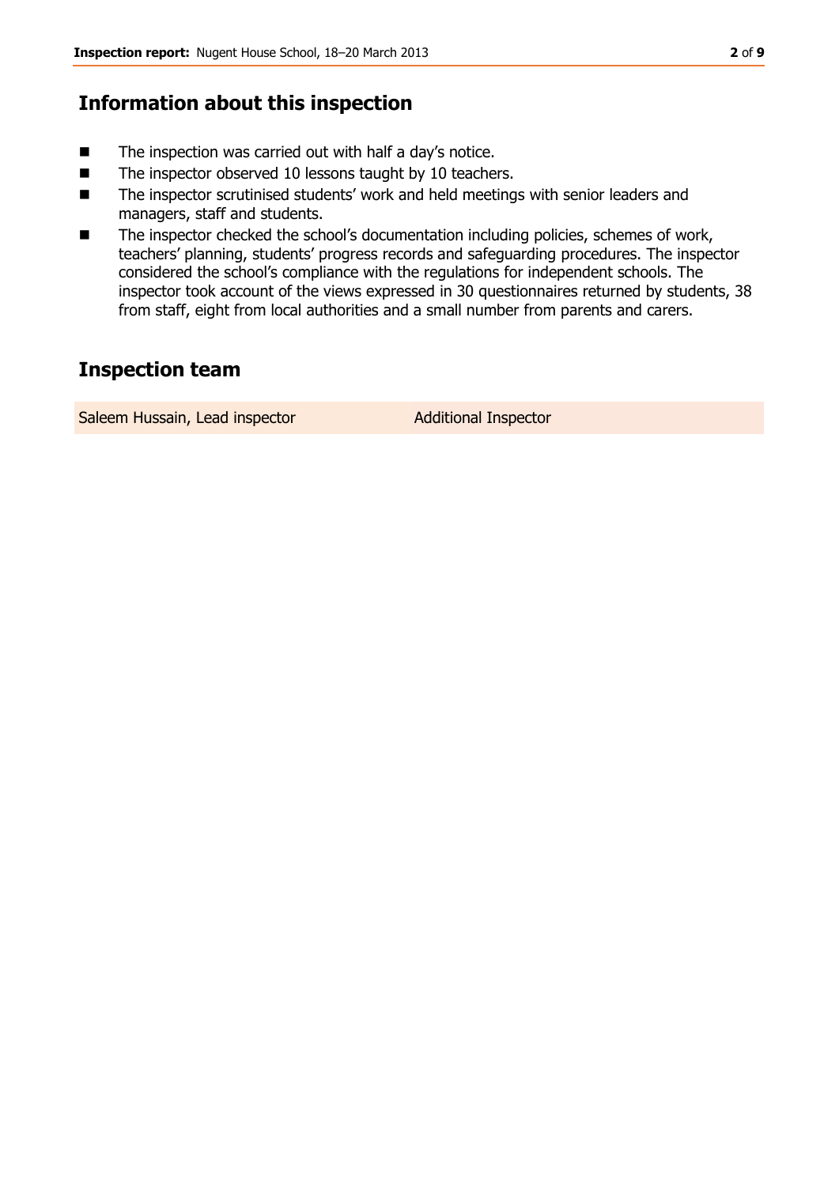## Information about this inspection

- The inspection was carried out with half a day's notice.
- The inspector observed 10 lessons taught by 10 teachers.
- The inspector scrutinised students' work and held meetings with senior leaders and managers, staff and students.
- The inspector checked the school's documentation including policies, schemes of work, teachers' planning, students' progress records and safeguarding procedures. The inspector considered the school's compliance with the regulations for independent schools. The inspector took account of the views expressed in 30 questionnaires returned by students, 38 from staff, eight from local authorities and a small number from parents and carers.

## Inspection team

| Saleem Hussain, Lead inspector | Additional Inspector |
|---|---|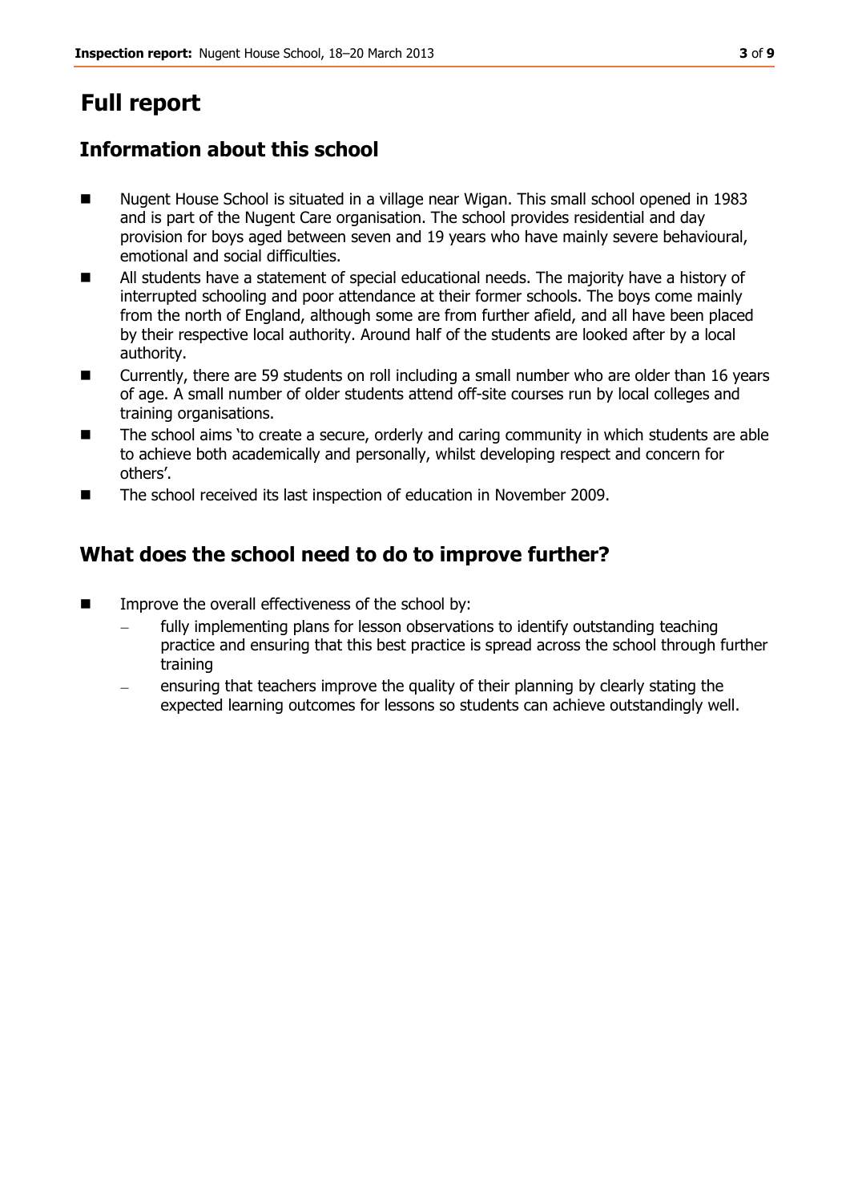# Full report

## Information about this school

- Nugent House School is situated in a village near Wigan. This small school opened in 1983 and is part of the Nugent Care organisation. The school provides residential and day provision for boys aged between seven and 19 years who have mainly severe behavioural, emotional and social difficulties.
- All students have a statement of special educational needs. The majority have a history of interrupted schooling and poor attendance at their former schools. The boys come mainly from the north of England, although some are from further afield, and all have been placed by their respective local authority. Around half of the students are looked after by a local authority.
- Currently, there are 59 students on roll including a small number who are older than 16 years of age. A small number of older students attend off-site courses run by local colleges and training organisations.
- The school aims 'to create a secure, orderly and caring community in which students are able to achieve both academically and personally, whilst developing respect and concern for others'.
- The school received its last inspection of education in November 2009.

## What does the school need to do to improve further?

- Improve the overall effectiveness of the school by:
  - fully implementing plans for lesson observations to identify outstanding teaching practice and ensuring that this best practice is spread across the school through further training
  - ensuring that teachers improve the quality of their planning by clearly stating the expected learning outcomes for lessons so students can achieve outstandingly well.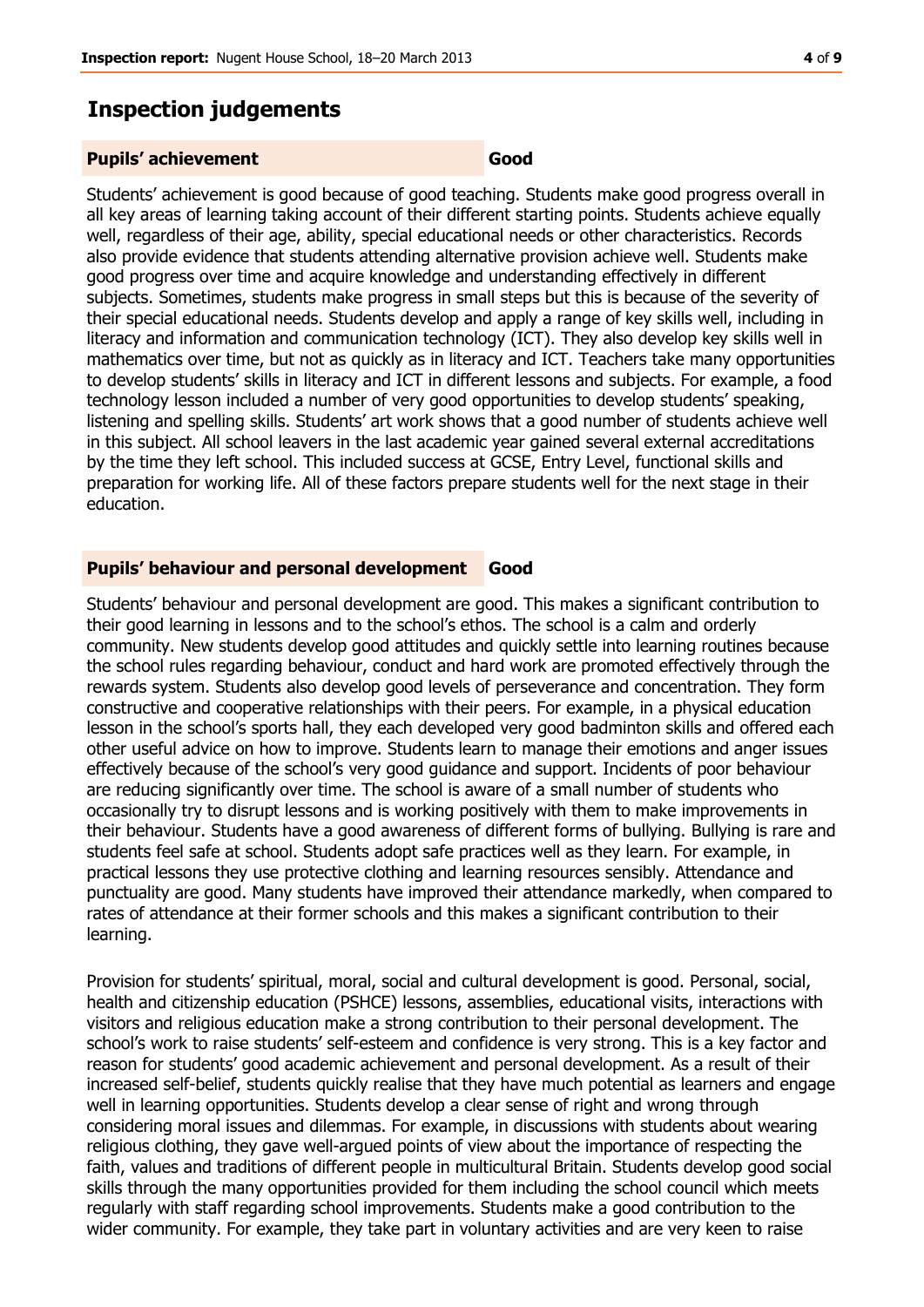## Inspection judgements

| **Pupils' achievement** | **Good** |
|---|---|

Students' achievement is good because of good teaching. Students make good progress overall in all key areas of learning taking account of their different starting points. Students achieve equally well, regardless of their age, ability, special educational needs or other characteristics. Records also provide evidence that students attending alternative provision achieve well. Students make good progress over time and acquire knowledge and understanding effectively in different subjects. Sometimes, students make progress in small steps but this is because of the severity of their special educational needs. Students develop and apply a range of key skills well, including in literacy and information and communication technology (ICT). They also develop key skills well in mathematics over time, but not as quickly as in literacy and ICT. Teachers take many opportunities to develop students' skills in literacy and ICT in different lessons and subjects. For example, a food technology lesson included a number of very good opportunities to develop students' speaking, listening and spelling skills. Students' art work shows that a good number of students achieve well in this subject. All school leavers in the last academic year gained several external accreditations by the time they left school. This included success at GCSE, Entry Level, functional skills and preparation for working life. All of these factors prepare students well for the next stage in their education.

| **Pupils' behaviour and personal development** | **Good** |
|---|---|

Students' behaviour and personal development are good. This makes a significant contribution to their good learning in lessons and to the school's ethos. The school is a calm and orderly community. New students develop good attitudes and quickly settle into learning routines because the school rules regarding behaviour, conduct and hard work are promoted effectively through the rewards system. Students also develop good levels of perseverance and concentration. They form constructive and cooperative relationships with their peers. For example, in a physical education lesson in the school's sports hall, they each developed very good badminton skills and offered each other useful advice on how to improve. Students learn to manage their emotions and anger issues effectively because of the school's very good guidance and support. Incidents of poor behaviour are reducing significantly over time. The school is aware of a small number of students who occasionally try to disrupt lessons and is working positively with them to make improvements in their behaviour. Students have a good awareness of different forms of bullying. Bullying is rare and students feel safe at school. Students adopt safe practices well as they learn. For example, in practical lessons they use protective clothing and learning resources sensibly. Attendance and punctuality are good. Many students have improved their attendance markedly, when compared to rates of attendance at their former schools and this makes a significant contribution to their learning.

Provision for students' spiritual, moral, social and cultural development is good. Personal, social, health and citizenship education (PSHCE) lessons, assemblies, educational visits, interactions with visitors and religious education make a strong contribution to their personal development. The school's work to raise students' self-esteem and confidence is very strong. This is a key factor and reason for students' good academic achievement and personal development. As a result of their increased self-belief, students quickly realise that they have much potential as learners and engage well in learning opportunities. Students develop a clear sense of right and wrong through considering moral issues and dilemmas. For example, in discussions with students about wearing religious clothing, they gave well-argued points of view about the importance of respecting the faith, values and traditions of different people in multicultural Britain. Students develop good social skills through the many opportunities provided for them including the school council which meets regularly with staff regarding school improvements. Students make a good contribution to the wider community. For example, they take part in voluntary activities and are very keen to raise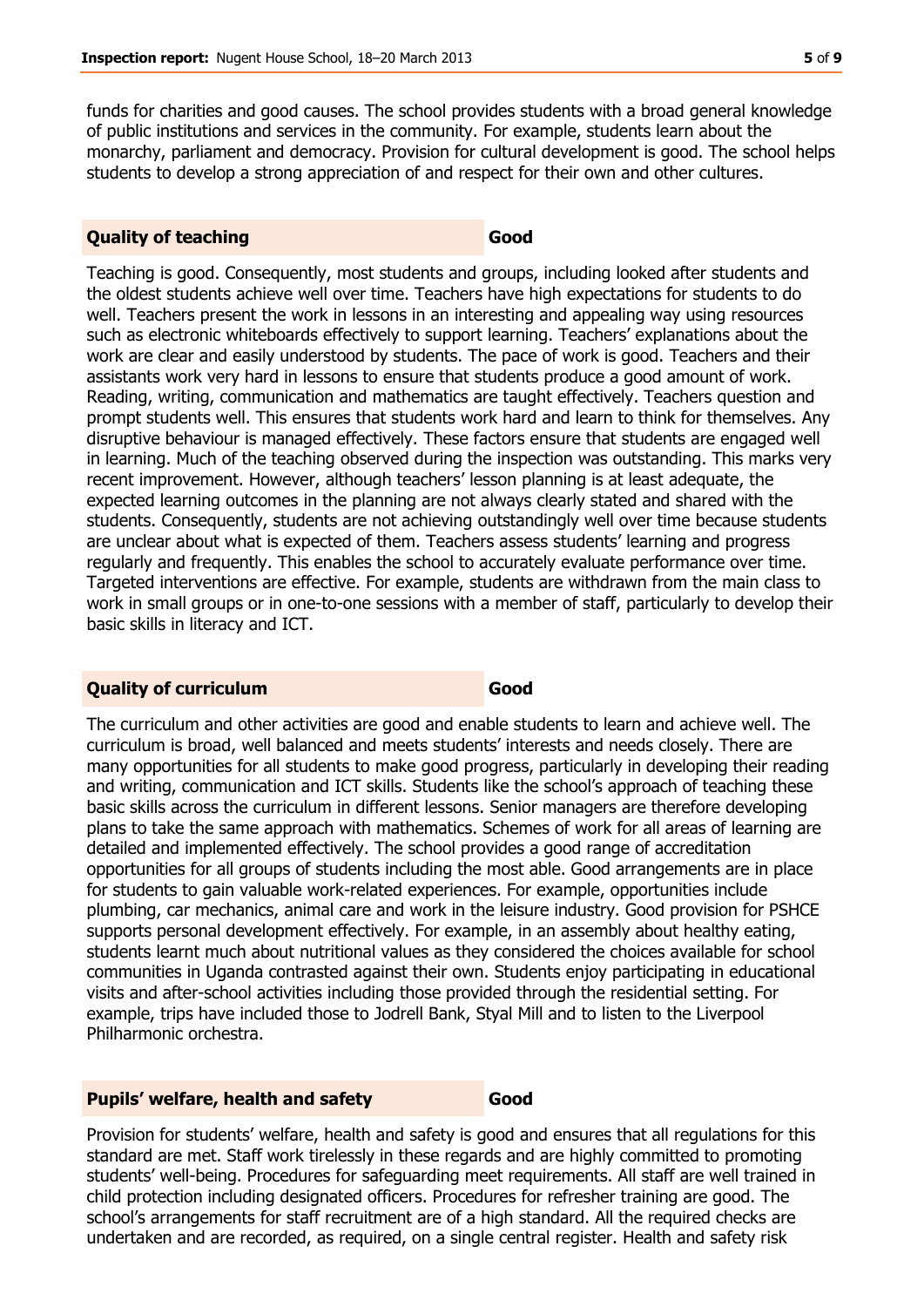funds for charities and good causes. The school provides students with a broad general knowledge of public institutions and services in the community. For example, students learn about the monarchy, parliament and democracy. Provision for cultural development is good. The school helps students to develop a strong appreciation of and respect for their own and other cultures.

## Quality of teaching — Good

Teaching is good. Consequently, most students and groups, including looked after students and the oldest students achieve well over time. Teachers have high expectations for students to do well. Teachers present the work in lessons in an interesting and appealing way using resources such as electronic whiteboards effectively to support learning. Teachers' explanations about the work are clear and easily understood by students. The pace of work is good. Teachers and their assistants work very hard in lessons to ensure that students produce a good amount of work. Reading, writing, communication and mathematics are taught effectively. Teachers question and prompt students well. This ensures that students work hard and learn to think for themselves. Any disruptive behaviour is managed effectively. These factors ensure that students are engaged well in learning. Much of the teaching observed during the inspection was outstanding. This marks very recent improvement. However, although teachers' lesson planning is at least adequate, the expected learning outcomes in the planning are not always clearly stated and shared with the students. Consequently, students are not achieving outstandingly well over time because students are unclear about what is expected of them. Teachers assess students' learning and progress regularly and frequently. This enables the school to accurately evaluate performance over time. Targeted interventions are effective. For example, students are withdrawn from the main class to work in small groups or in one-to-one sessions with a member of staff, particularly to develop their basic skills in literacy and ICT.

## Quality of curriculum — Good

The curriculum and other activities are good and enable students to learn and achieve well. The curriculum is broad, well balanced and meets students' interests and needs closely. There are many opportunities for all students to make good progress, particularly in developing their reading and writing, communication and ICT skills. Students like the school's approach of teaching these basic skills across the curriculum in different lessons. Senior managers are therefore developing plans to take the same approach with mathematics. Schemes of work for all areas of learning are detailed and implemented effectively. The school provides a good range of accreditation opportunities for all groups of students including the most able. Good arrangements are in place for students to gain valuable work-related experiences. For example, opportunities include plumbing, car mechanics, animal care and work in the leisure industry. Good provision for PSHCE supports personal development effectively. For example, in an assembly about healthy eating, students learnt much about nutritional values as they considered the choices available for school communities in Uganda contrasted against their own. Students enjoy participating in educational visits and after-school activities including those provided through the residential setting. For example, trips have included those to Jodrell Bank, Styal Mill and to listen to the Liverpool Philharmonic orchestra.

## Pupils' welfare, health and safety — Good

Provision for students' welfare, health and safety is good and ensures that all regulations for this standard are met. Staff work tirelessly in these regards and are highly committed to promoting students' well-being. Procedures for safeguarding meet requirements. All staff are well trained in child protection including designated officers. Procedures for refresher training are good. The school's arrangements for staff recruitment are of a high standard. All the required checks are undertaken and are recorded, as required, on a single central register. Health and safety risk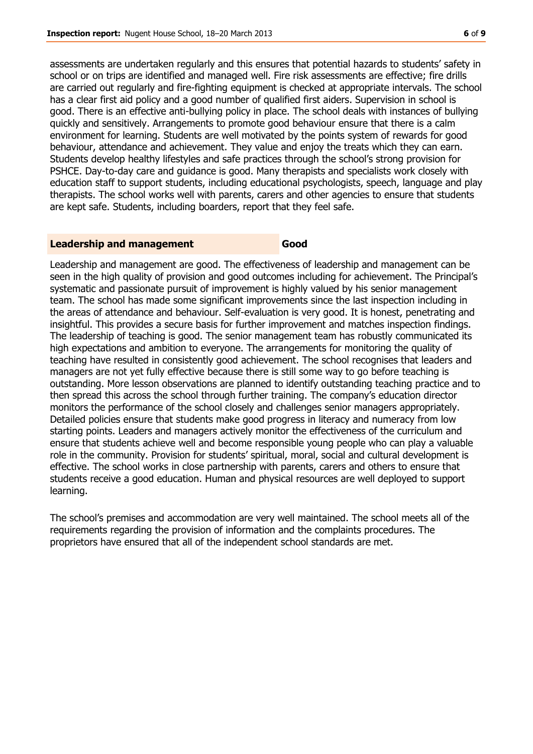assessments are undertaken regularly and this ensures that potential hazards to students' safety in school or on trips are identified and managed well. Fire risk assessments are effective; fire drills are carried out regularly and fire-fighting equipment is checked at appropriate intervals. The school has a clear first aid policy and a good number of qualified first aiders. Supervision in school is good. There is an effective anti-bullying policy in place. The school deals with instances of bullying quickly and sensitively. Arrangements to promote good behaviour ensure that there is a calm environment for learning. Students are well motivated by the points system of rewards for good behaviour, attendance and achievement. They value and enjoy the treats which they can earn. Students develop healthy lifestyles and safe practices through the school's strong provision for PSHCE. Day-to-day care and guidance is good. Many therapists and specialists work closely with education staff to support students, including educational psychologists, speech, language and play therapists. The school works well with parents, carers and other agencies to ensure that students are kept safe. Students, including boarders, report that they feel safe.

## Leadership and management — Good

Leadership and management are good. The effectiveness of leadership and management can be seen in the high quality of provision and good outcomes including for achievement. The Principal's systematic and passionate pursuit of improvement is highly valued by his senior management team. The school has made some significant improvements since the last inspection including in the areas of attendance and behaviour. Self-evaluation is very good. It is honest, penetrating and insightful. This provides a secure basis for further improvement and matches inspection findings. The leadership of teaching is good. The senior management team has robustly communicated its high expectations and ambition to everyone. The arrangements for monitoring the quality of teaching have resulted in consistently good achievement. The school recognises that leaders and managers are not yet fully effective because there is still some way to go before teaching is outstanding. More lesson observations are planned to identify outstanding teaching practice and to then spread this across the school through further training. The company's education director monitors the performance of the school closely and challenges senior managers appropriately. Detailed policies ensure that students make good progress in literacy and numeracy from low starting points. Leaders and managers actively monitor the effectiveness of the curriculum and ensure that students achieve well and become responsible young people who can play a valuable role in the community. Provision for students' spiritual, moral, social and cultural development is effective. The school works in close partnership with parents, carers and others to ensure that students receive a good education. Human and physical resources are well deployed to support learning.

The school's premises and accommodation are very well maintained. The school meets all of the requirements regarding the provision of information and the complaints procedures. The proprietors have ensured that all of the independent school standards are met.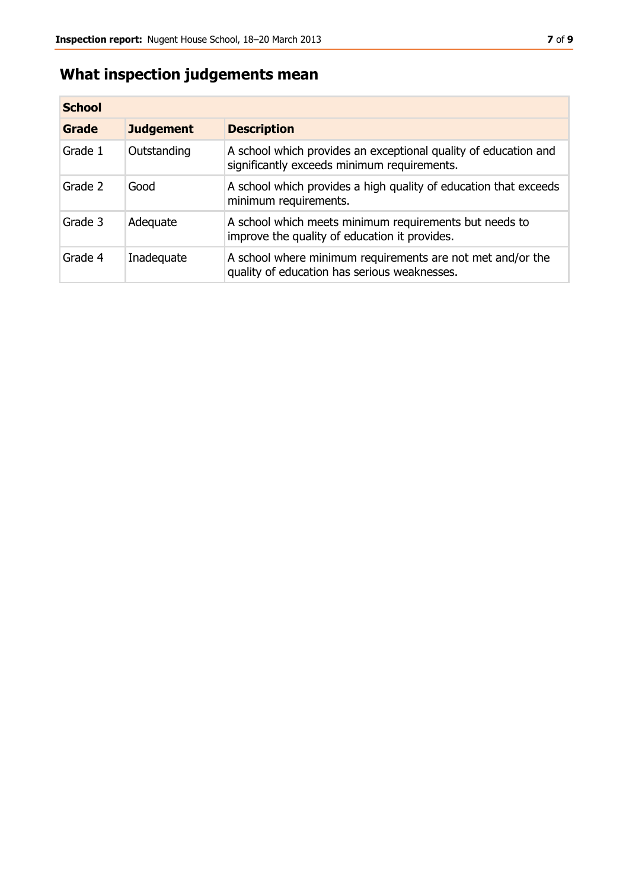## What inspection judgements mean

| School | | |
|---|---|---|
| **Grade** | **Judgement** | **Description** |
| Grade 1 | Outstanding | A school which provides an exceptional quality of education and significantly exceeds minimum requirements. |
| Grade 2 | Good | A school which provides a high quality of education that exceeds minimum requirements. |
| Grade 3 | Adequate | A school which meets minimum requirements but needs to improve the quality of education it provides. |
| Grade 4 | Inadequate | A school where minimum requirements are not met and/or the quality of education has serious weaknesses. |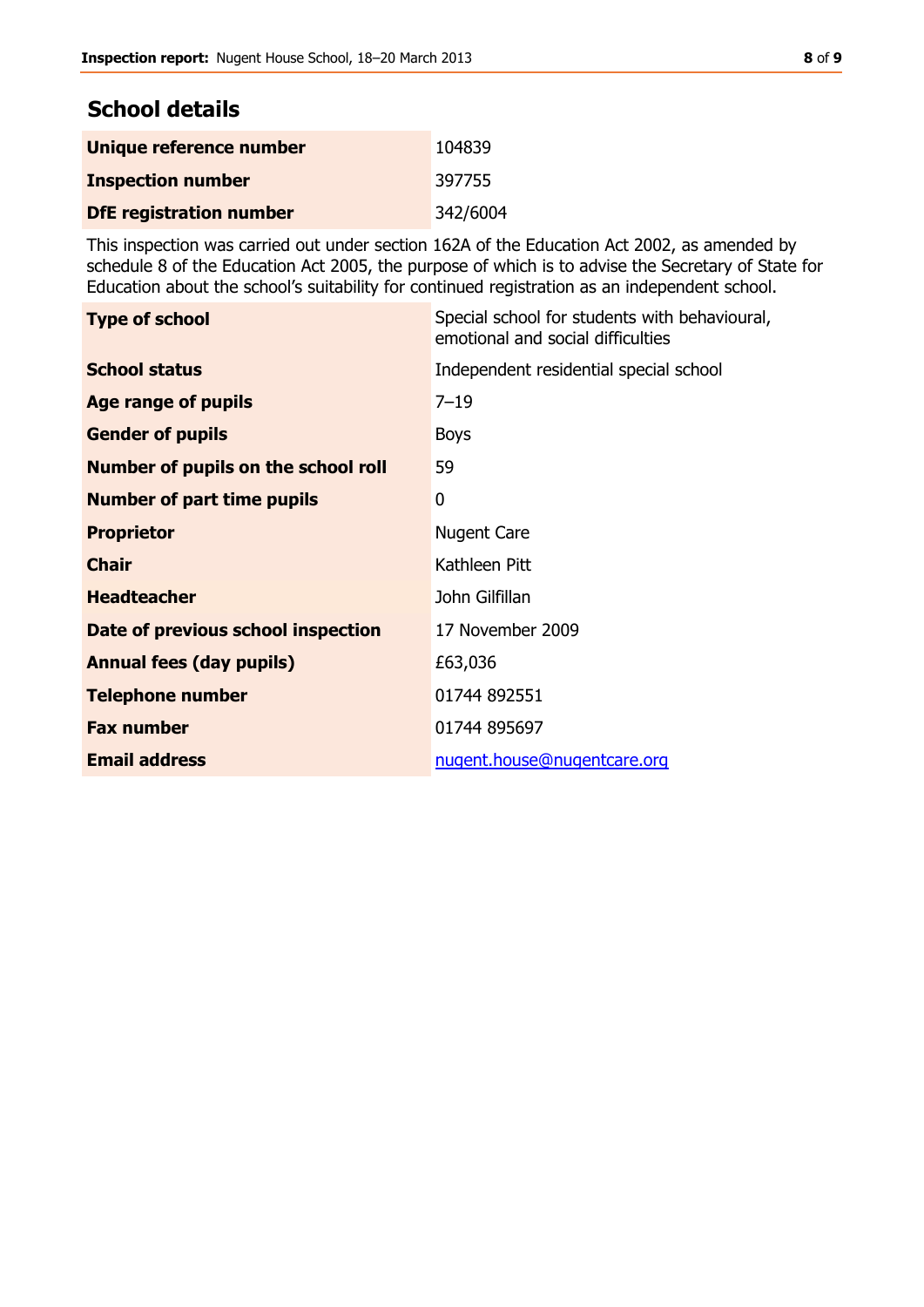## School details

| | |
|---|---|
| **Unique reference number** | 104839 |
| **Inspection number** | 397755 |
| **DfE registration number** | 342/6004 |

This inspection was carried out under section 162A of the Education Act 2002, as amended by schedule 8 of the Education Act 2005, the purpose of which is to advise the Secretary of State for Education about the school's suitability for continued registration as an independent school.

| | |
|---|---|
| **Type of school** | Special school for students with behavioural, emotional and social difficulties |
| **School status** | Independent residential special school |
| **Age range of pupils** | 7–19 |
| **Gender of pupils** | Boys |
| **Number of pupils on the school roll** | 59 |
| **Number of part time pupils** | 0 |
| **Proprietor** | Nugent Care |
| **Chair** | Kathleen Pitt |
| **Headteacher** | John Gilfillan |
| **Date of previous school inspection** | 17 November 2009 |
| **Annual fees (day pupils)** | £63,036 |
| **Telephone number** | 01744 892551 |
| **Fax number** | 01744 895697 |
| **Email address** | nugent.house@nugentcare.org |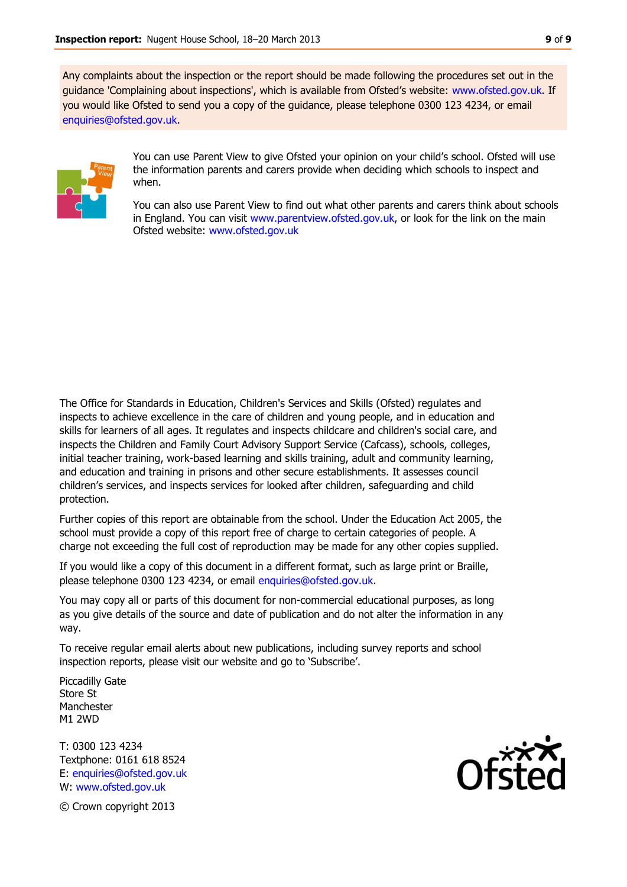Any complaints about the inspection or the report should be made following the procedures set out in the guidance 'Complaining about inspections', which is available from Ofsted's website: www.ofsted.gov.uk. If you would like Ofsted to send you a copy of the guidance, please telephone 0300 123 4234, or email enquiries@ofsted.gov.uk.

You can use Parent View to give Ofsted your opinion on your child's school. Ofsted will use the information parents and carers provide when deciding which schools to inspect and when.

You can also use Parent View to find out what other parents and carers think about schools in England. You can visit www.parentview.ofsted.gov.uk, or look for the link on the main Ofsted website: www.ofsted.gov.uk

The Office for Standards in Education, Children's Services and Skills (Ofsted) regulates and inspects to achieve excellence in the care of children and young people, and in education and skills for learners of all ages. It regulates and inspects childcare and children's social care, and inspects the Children and Family Court Advisory Support Service (Cafcass), schools, colleges, initial teacher training, work-based learning and skills training, adult and community learning, and education and training in prisons and other secure establishments. It assesses council children's services, and inspects services for looked after children, safeguarding and child protection.

Further copies of this report are obtainable from the school. Under the Education Act 2005, the school must provide a copy of this report free of charge to certain categories of people. A charge not exceeding the full cost of reproduction may be made for any other copies supplied.

If you would like a copy of this document in a different format, such as large print or Braille, please telephone 0300 123 4234, or email enquiries@ofsted.gov.uk.

You may copy all or parts of this document for non-commercial educational purposes, as long as you give details of the source and date of publication and do not alter the information in any way.

To receive regular email alerts about new publications, including survey reports and school inspection reports, please visit our website and go to 'Subscribe'.

Piccadilly Gate
Store St
Manchester
M1 2WD

T: 0300 123 4234
Textphone: 0161 618 8524
E: enquiries@ofsted.gov.uk
W: www.ofsted.gov.uk

© Crown copyright 2013